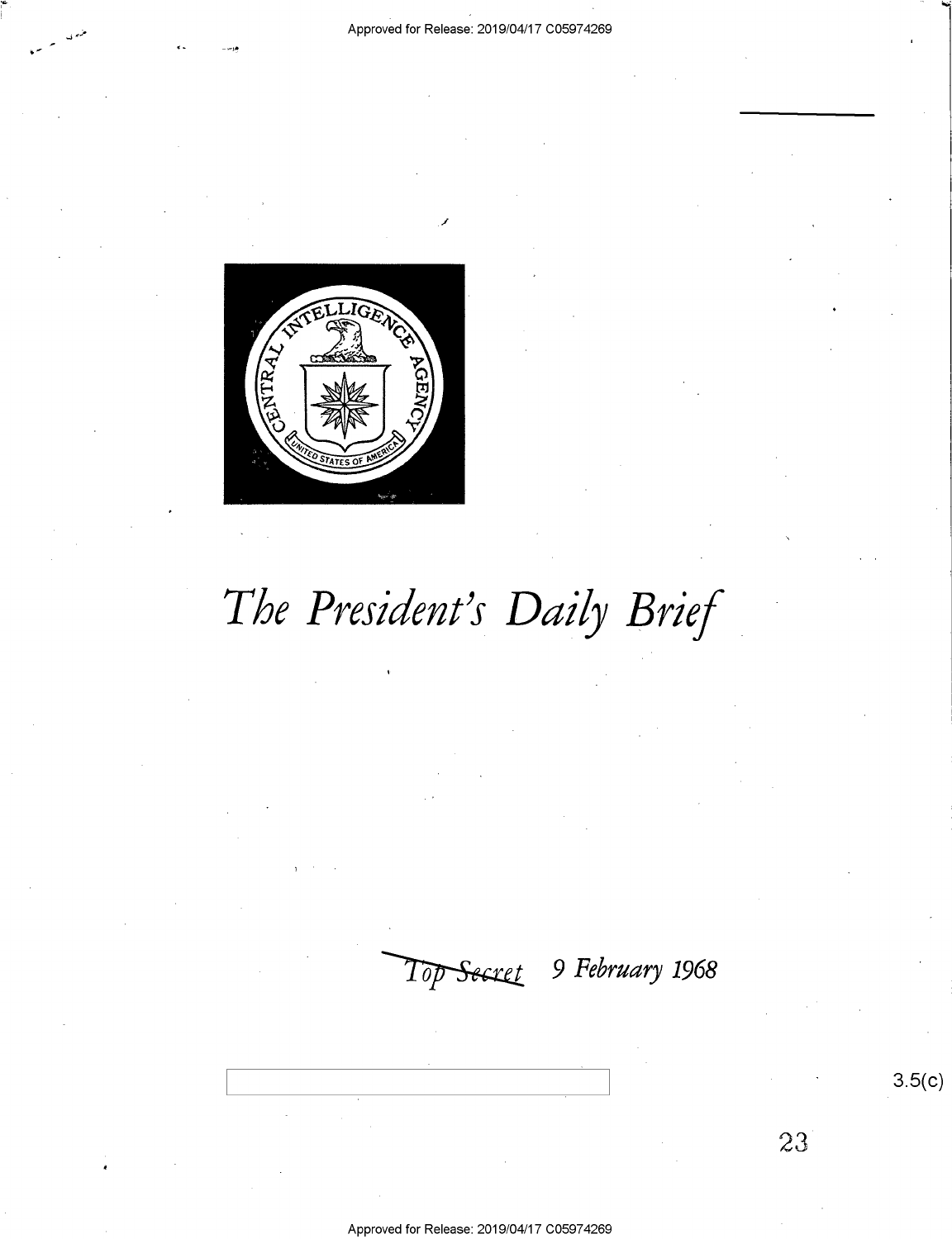# *The President's Daily Brief*

~~*Top Secret*~~ *9 February 1968*

3.5(c)

23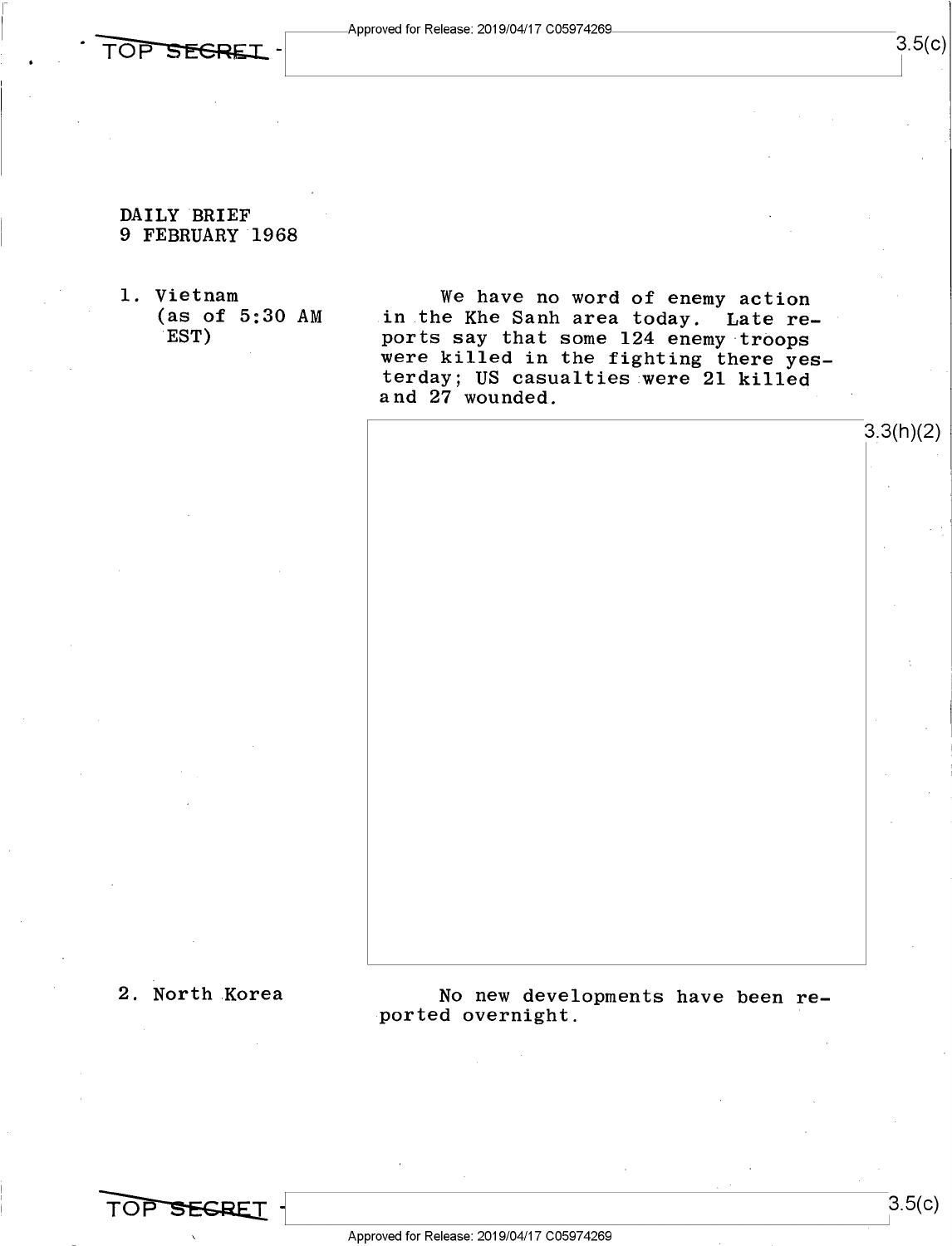DAILY BRIEF
9 FEBRUARY 1968

1. Vietnam (as of 5:30 AM EST)

We have no word of enemy action in the Khe Sanh area today. Late reports say that some 124 enemy troops were killed in the fighting there yesterday; US casualties were 21 killed and 27 wounded.

2. North Korea

No new developments have been reported overnight.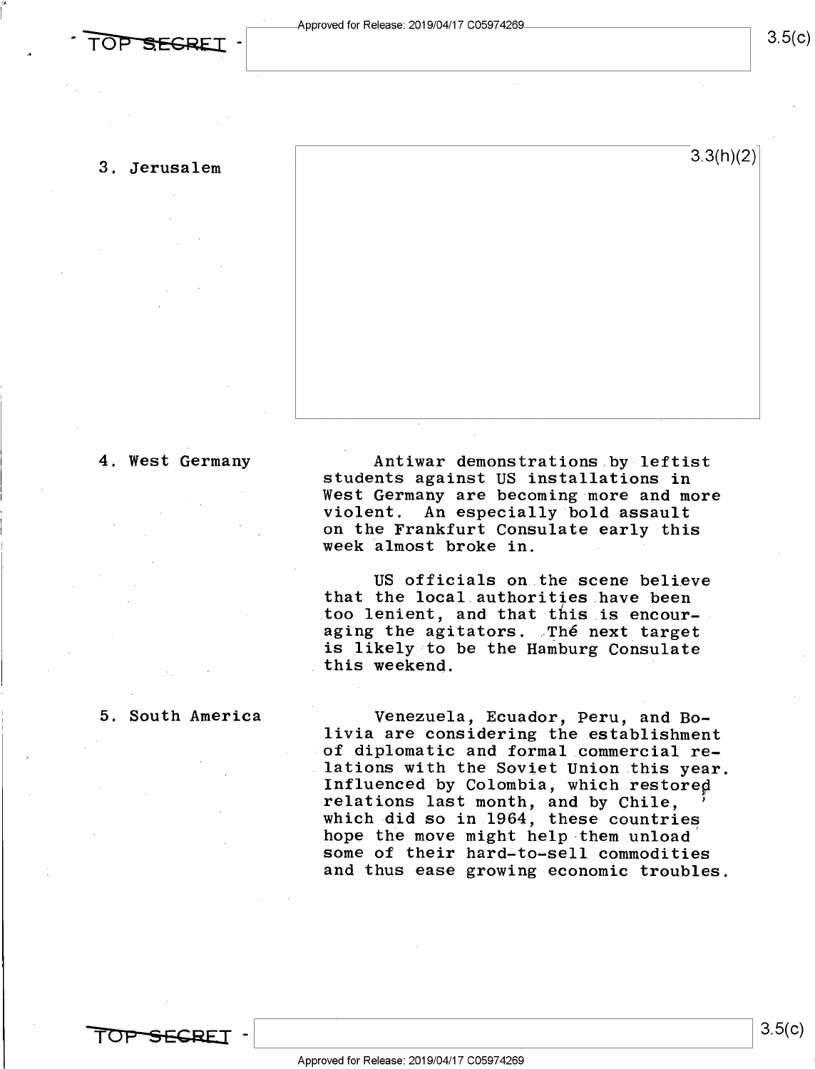3. Jerusalem

3.3(h)(2)

4. West Germany

Antiwar demonstrations by leftist students against US installations in West Germany are becoming more and more violent. An especially bold assault on the Frankfurt Consulate early this week almost broke in.

US officials on the scene believe that the local authorities have been too lenient, and that this is encouraging the agitators. The next target is likely to be the Hamburg Consulate this weekend.

5. South America

Venezuela, Ecuador, Peru, and Bolivia are considering the establishment of diplomatic and formal commercial relations with the Soviet Union this year. Influenced by Colombia, which restored relations last month, and by Chile, which did so in 1964, these countries hope the move might help them unload some of their hard-to-sell commodities and thus ease growing economic troubles.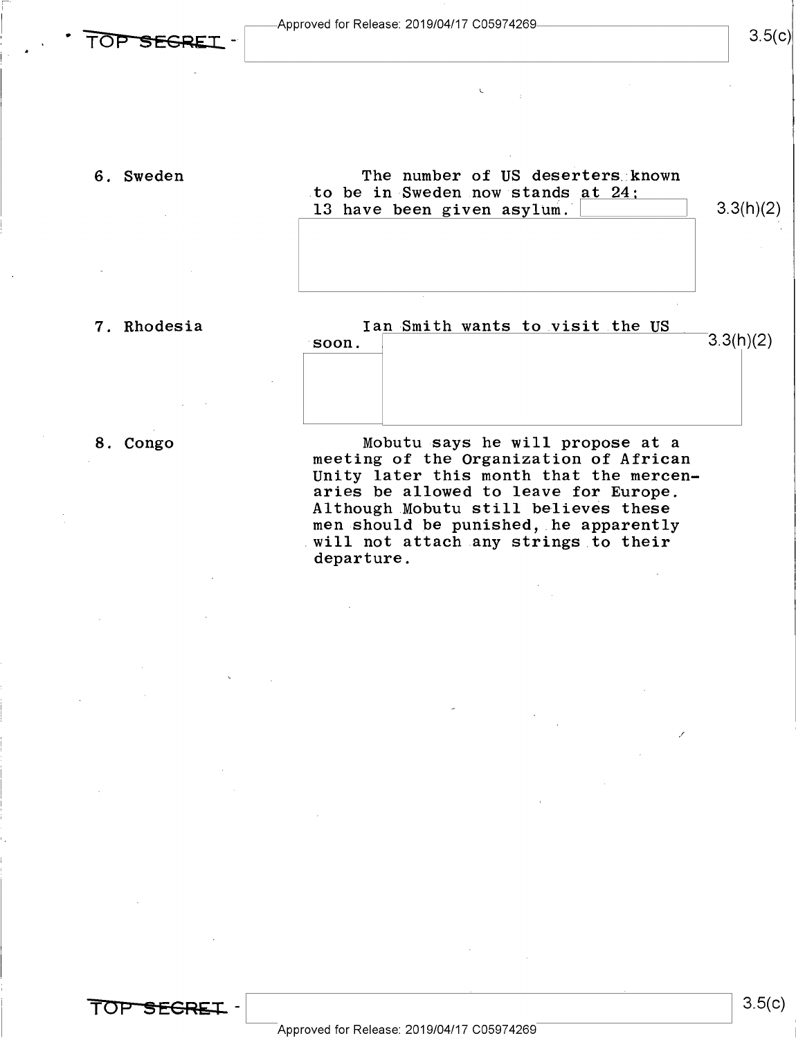6. Sweden

The number of US deserters known to be in Sweden now stands at 24; 13 have been given asylum.

3.3(h)(2)

7. Rhodesia

Ian Smith wants to visit the US soon.

3.3(h)(2)

8. Congo

Mobutu says he will propose at a meeting of the Organization of African Unity later this month that the mercenaries be allowed to leave for Europe. Although Mobutu still believes these men should be punished, he apparently will not attach any strings to their departure.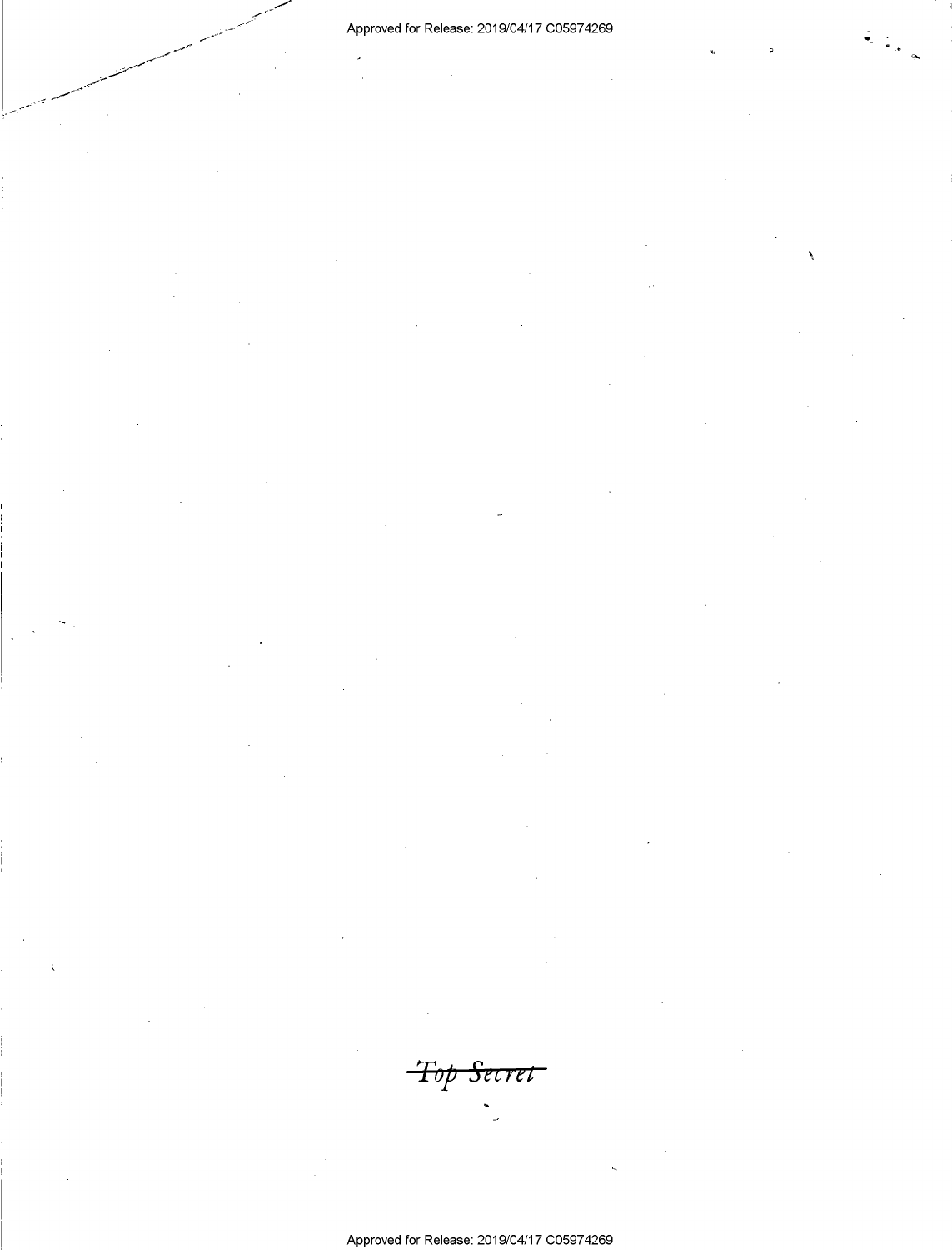~~Top Secret~~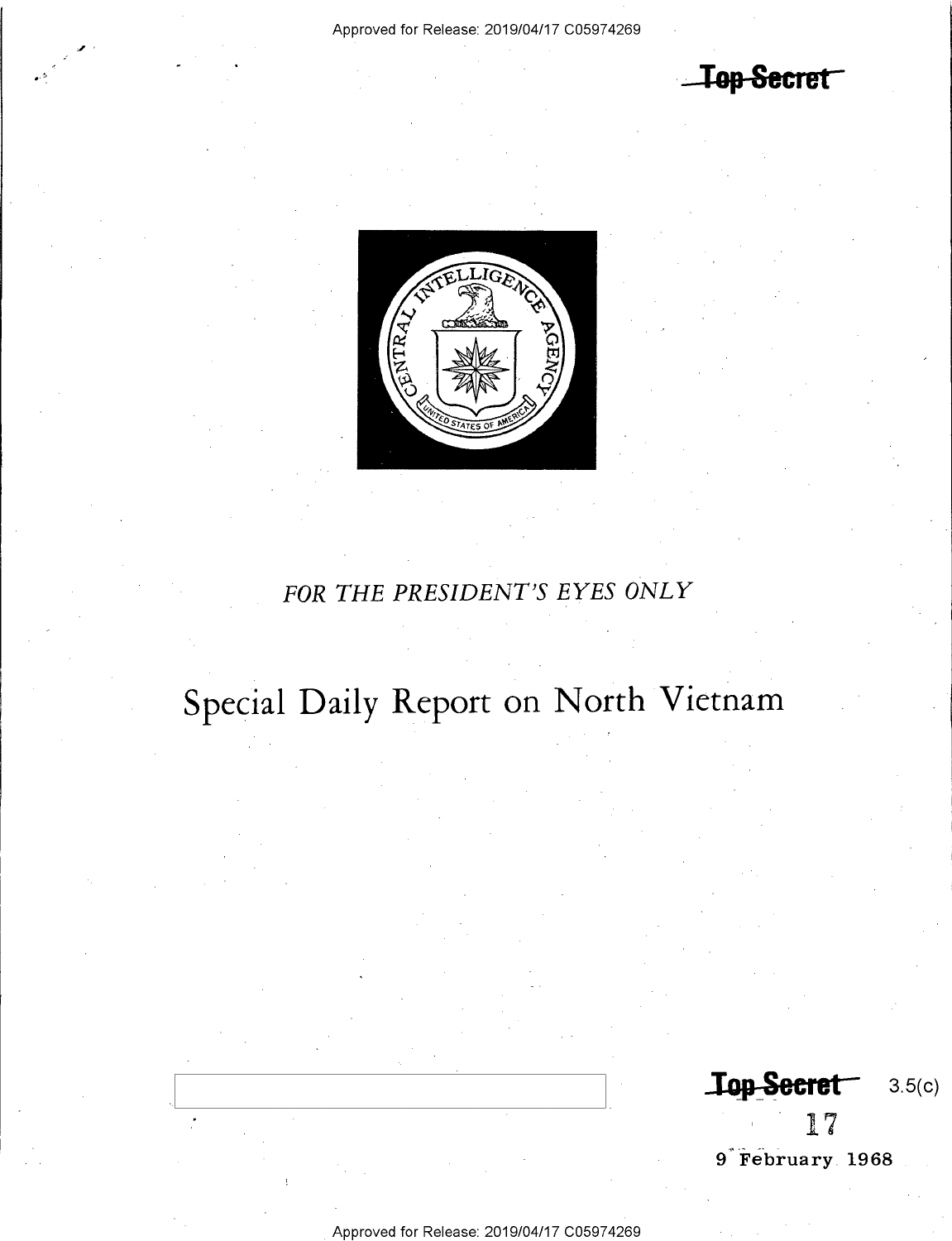Top Secret

FOR THE PRESIDENT'S EYES ONLY

# Special Daily Report on North Vietnam

Top Secret 3.5(c)

17

9 February 1968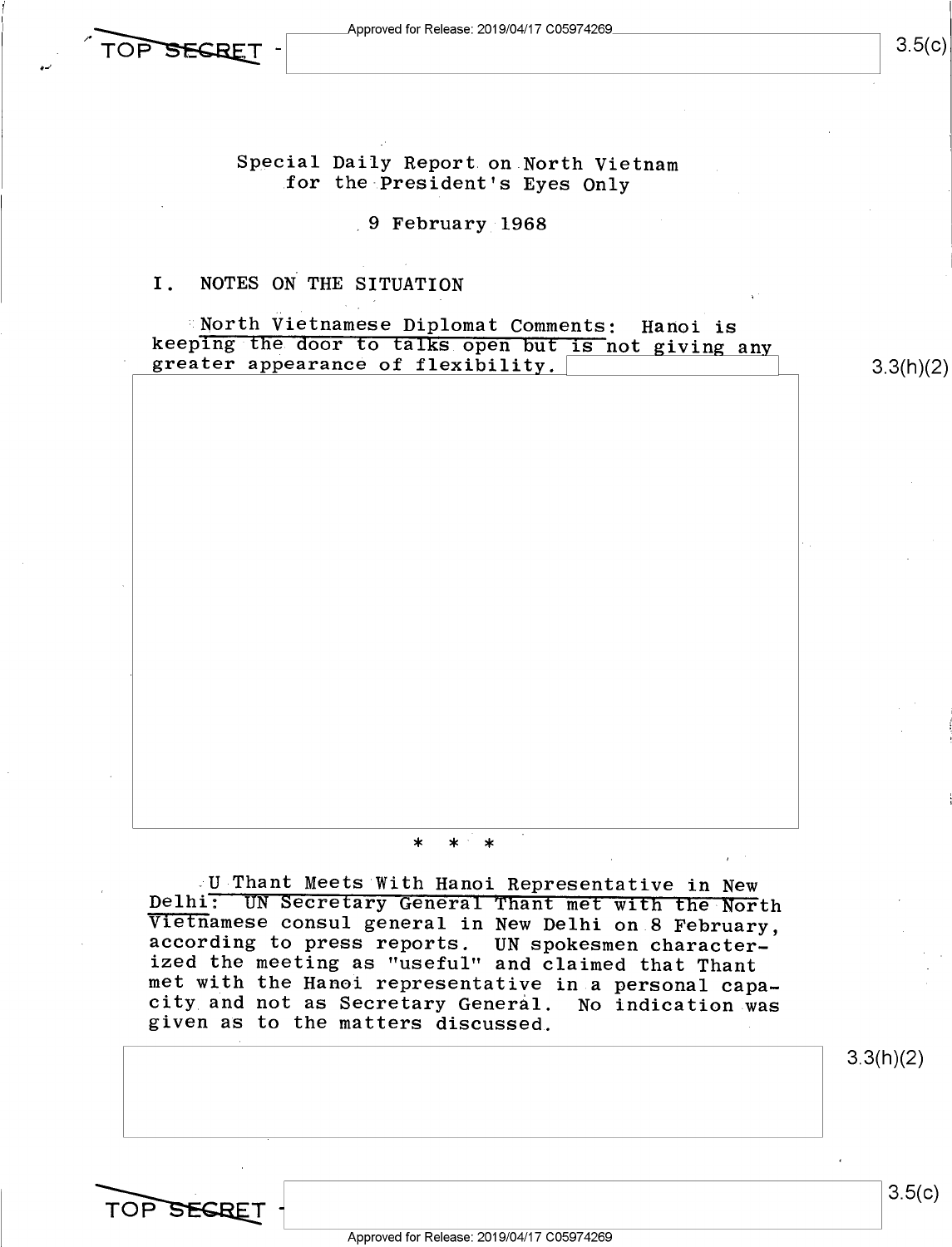TOP SECRET

Special Daily Report on North Vietnam
for the President's Eyes Only

9 February 1968

## I. NOTES ON THE SITUATION

North Vietnamese Diplomat Comments: Hanoi is keeping the door to talks open but is not giving any greater appearance of flexibility.

3.3(h)(2)

\* \* \*

U Thant Meets With Hanoi Representative in New Delhi: UN Secretary General Thant met with the North Vietnamese consul general in New Delhi on 8 February, according to press reports. UN spokesmen characterized the meeting as "useful" and claimed that Thant met with the Hanoi representative in a personal capacity and not as Secretary General. No indication was given as to the matters discussed.

3.3(h)(2)

TOP SECRET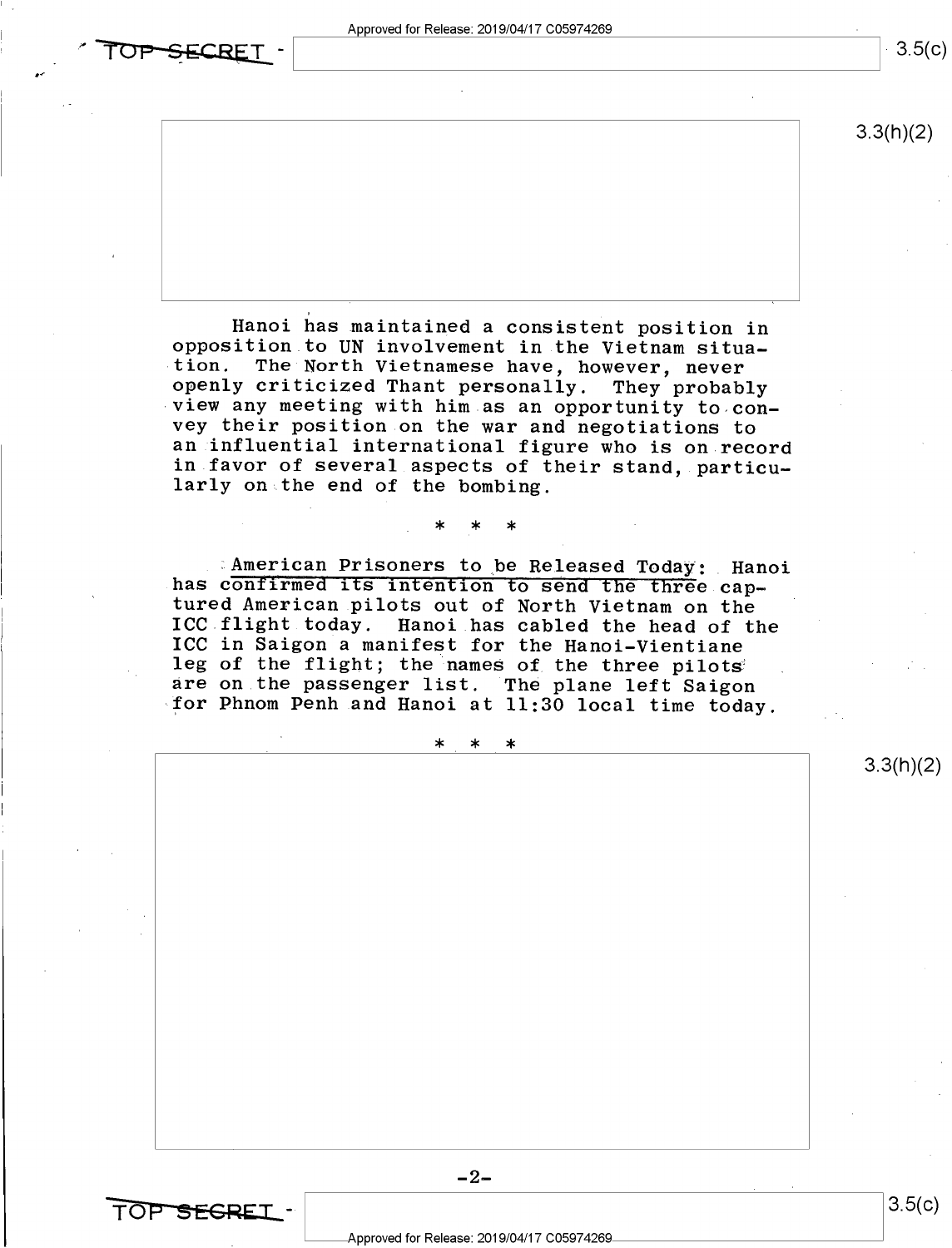Hanoi has maintained a consistent position in opposition to UN involvement in the Vietnam situation. The North Vietnamese have, however, never openly criticized Thant personally. They probably view any meeting with him as an opportunity to convey their position on the war and negotiations to an influential international figure who is on record in favor of several aspects of their stand, particularly on the end of the bombing.

\* \* \*

American Prisoners to be Released Today: Hanoi has confirmed its intention to send the three captured American pilots out of North Vietnam on the ICC flight today. Hanoi has cabled the head of the ICC in Saigon a manifest for the Hanoi-Vientiane leg of the flight; the names of the three pilots are on the passenger list. The plane left Saigon for Phnom Penh and Hanoi at 11:30 local time today.

\* \* \*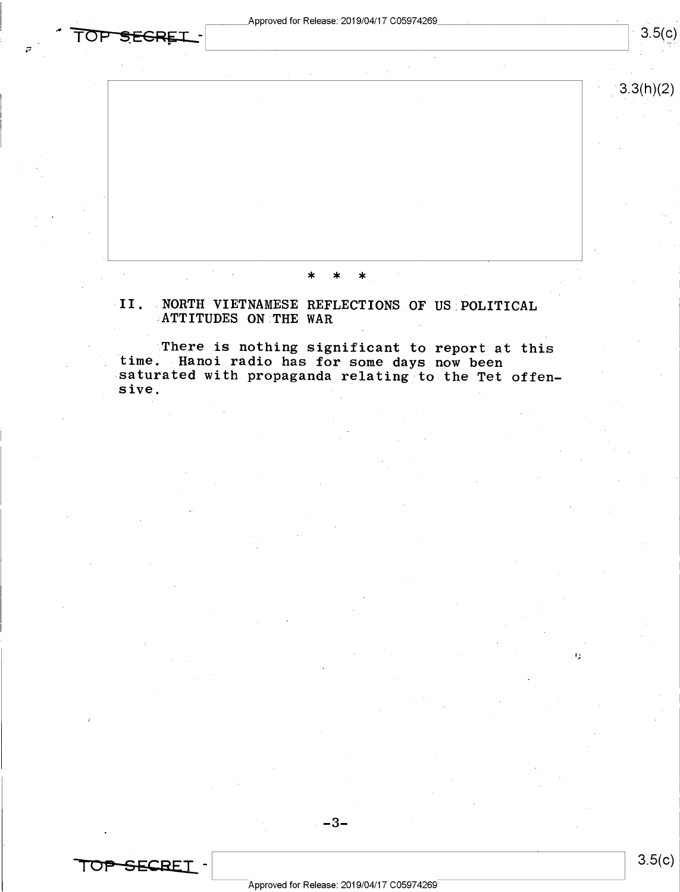\* \* \*

## II. NORTH VIETNAMESE REFLECTIONS OF US POLITICAL ATTITUDES ON THE WAR

There is nothing significant to report at this time. Hanoi radio has for some days now been saturated with propaganda relating to the Tet offensive.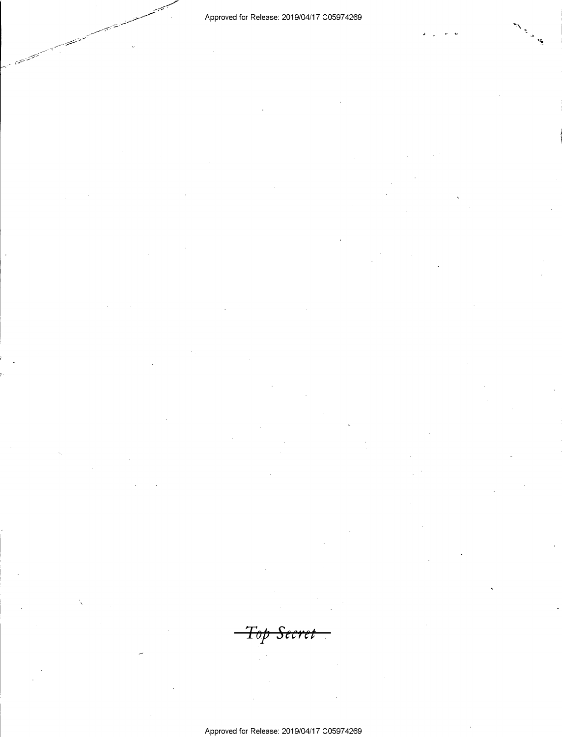~~Top Secret~~